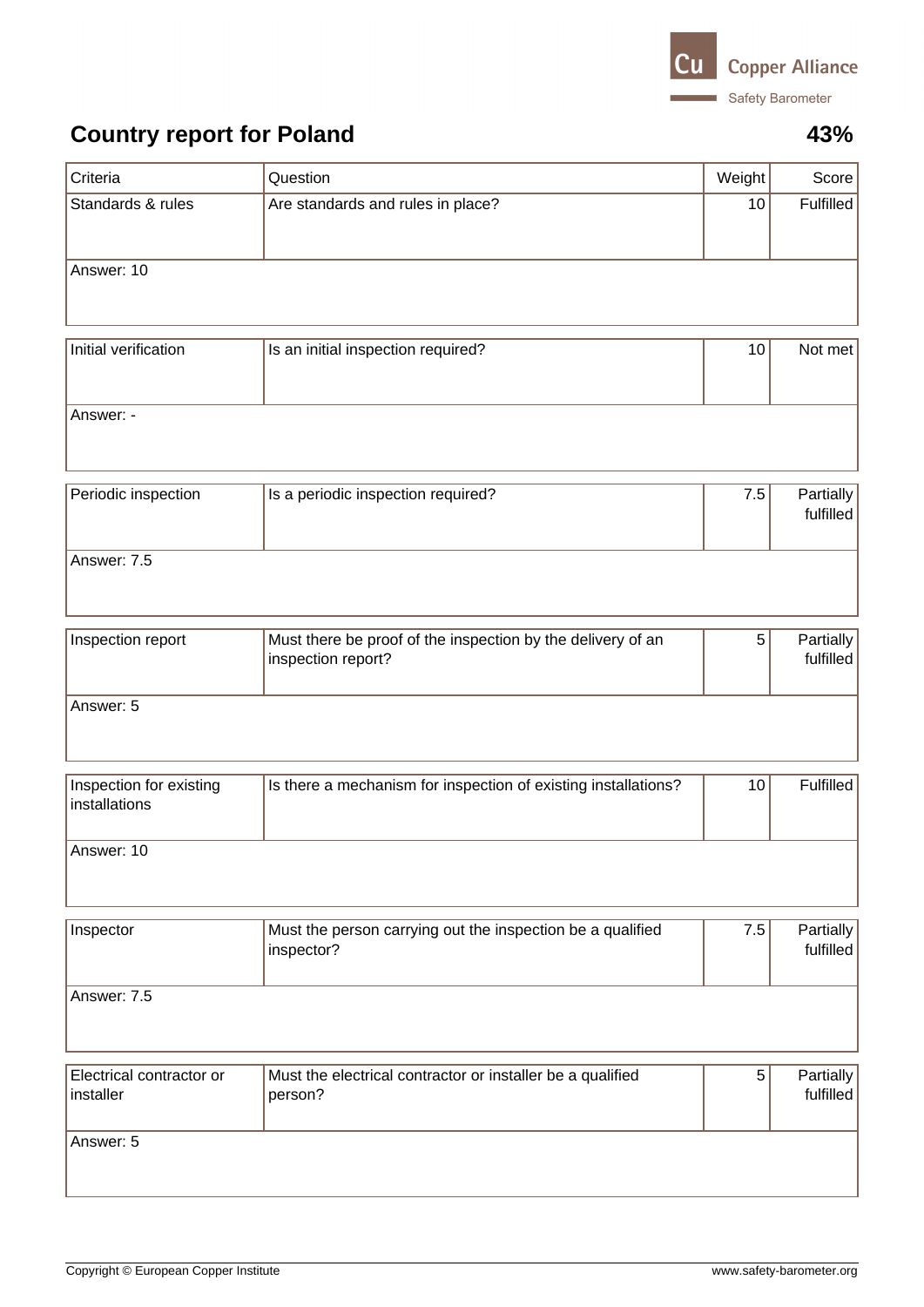# Country report for Poland

**43%**

| Criteria | Question | Weight | Score |
|---|---|---|---|
| Standards & rules | Are standards and rules in place? | 10 | Fulfilled |
| Answer: 10 | | | |

| Criteria | Question | Weight | Score |
|---|---|---|---|
| Initial verification | Is an initial inspection required? | 10 | Not met |
| Answer: - | | | |

| Criteria | Question | Weight | Score |
|---|---|---|---|
| Periodic inspection | Is a periodic inspection required? | 7.5 | Partially fulfilled |
| Answer: 7.5 | | | |

| Criteria | Question | Weight | Score |
|---|---|---|---|
| Inspection report | Must there be proof of the inspection by the delivery of an inspection report? | 5 | Partially fulfilled |
| Answer: 5 | | | |

| Criteria | Question | Weight | Score |
|---|---|---|---|
| Inspection for existing installations | Is there a mechanism for inspection of existing installations? | 10 | Fulfilled |
| Answer: 10 | | | |

| Criteria | Question | Weight | Score |
|---|---|---|---|
| Inspector | Must the person carrying out the inspection be a qualified inspector? | 7.5 | Partially fulfilled |
| Answer: 7.5 | | | |

| Criteria | Question | Weight | Score |
|---|---|---|---|
| Electrical contractor or installer | Must the electrical contractor or installer be a qualified person? | 5 | Partially fulfilled |
| Answer: 5 | | | |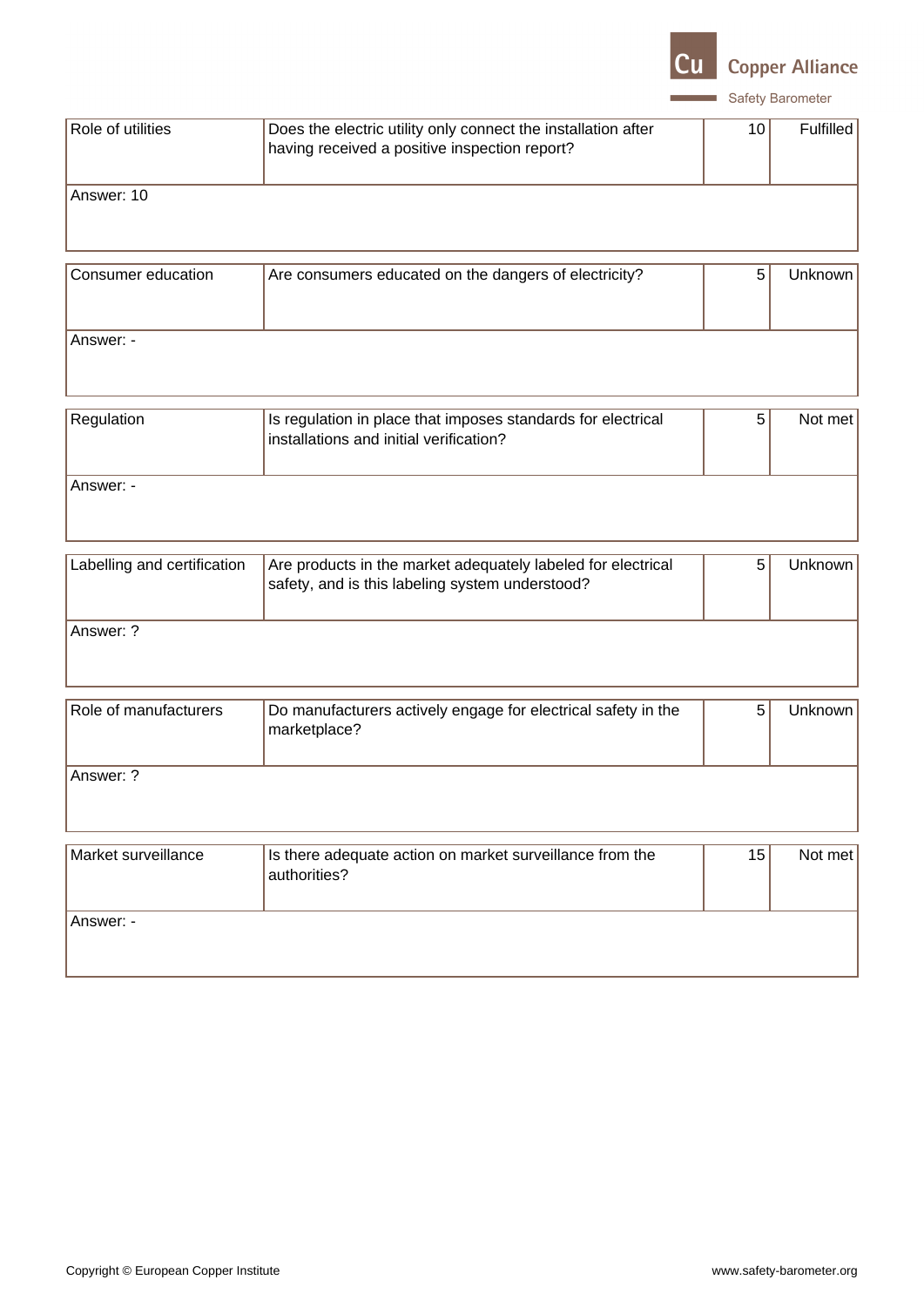| | | | |
|---|---|---|---|
| Role of utilities | Does the electric utility only connect the installation after having received a positive inspection report? | 10 | Fulfilled |
| Answer: 10 | | | |

| | | | |
|---|---|---|---|
| Consumer education | Are consumers educated on the dangers of electricity? | 5 | Unknown |
| Answer: - | | | |

| | | | |
|---|---|---|---|
| Regulation | Is regulation in place that imposes standards for electrical installations and initial verification? | 5 | Not met |
| Answer: - | | | |

| | | | |
|---|---|---|---|
| Labelling and certification | Are products in the market adequately labeled for electrical safety, and is this labeling system understood? | 5 | Unknown |
| Answer: ? | | | |

| | | | |
|---|---|---|---|
| Role of manufacturers | Do manufacturers actively engage for electrical safety in the marketplace? | 5 | Unknown |
| Answer: ? | | | |

| | | | |
|---|---|---|---|
| Market surveillance | Is there adequate action on market surveillance from the authorities? | 15 | Not met |
| Answer: - | | | |